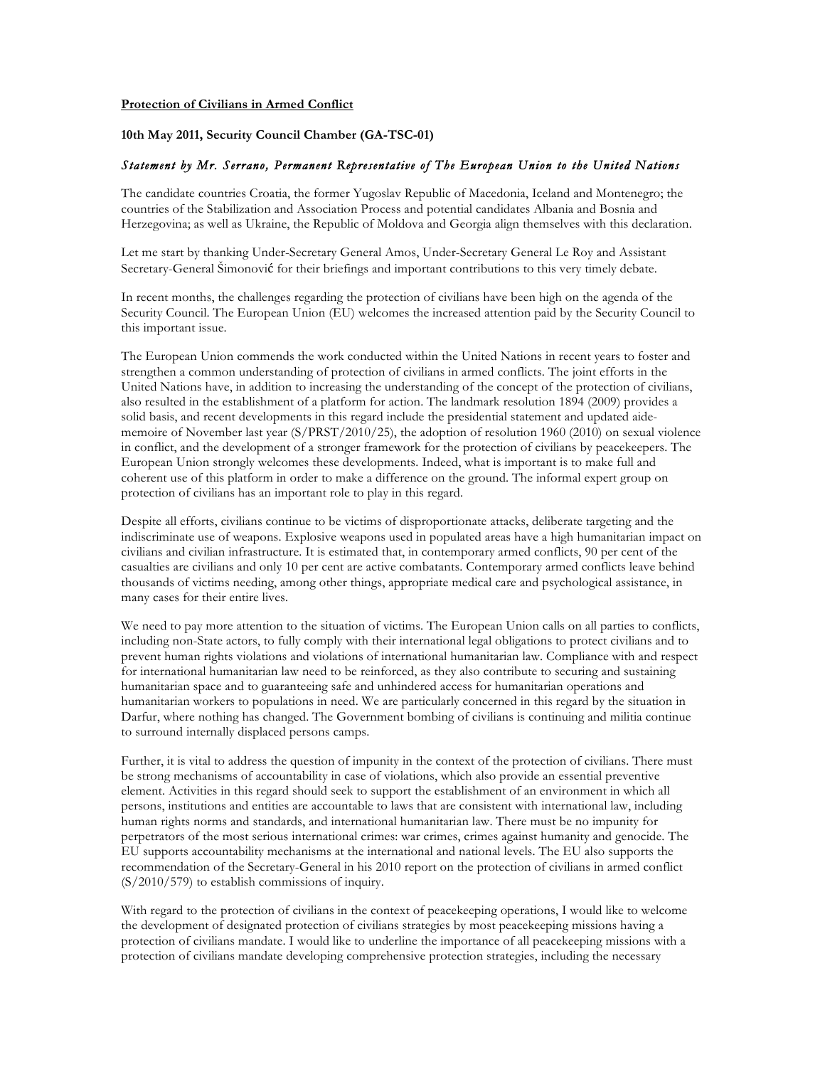**Protection of Civilians in Armed Conflict**

**10th May 2011, Security Council Chamber (GA-TSC-01)**

*Statement by Mr. Serrano, Permanent Representative of The European Union to the United Nations*

The candidate countries Croatia, the former Yugoslav Republic of Macedonia, Iceland and Montenegro; the countries of the Stabilization and Association Process and potential candidates Albania and Bosnia and Herzegovina; as well as Ukraine, the Republic of Moldova and Georgia align themselves with this declaration.

Let me start by thanking Under-Secretary General Amos, Under-Secretary General Le Roy and Assistant Secretary-General Šimonović for their briefings and important contributions to this very timely debate.

In recent months, the challenges regarding the protection of civilians have been high on the agenda of the Security Council. The European Union (EU) welcomes the increased attention paid by the Security Council to this important issue.

The European Union commends the work conducted within the United Nations in recent years to foster and strengthen a common understanding of protection of civilians in armed conflicts. The joint efforts in the United Nations have, in addition to increasing the understanding of the concept of the protection of civilians, also resulted in the establishment of a platform for action. The landmark resolution 1894 (2009) provides a solid basis, and recent developments in this regard include the presidential statement and updated aide-memoire of November last year (S/PRST/2010/25), the adoption of resolution 1960 (2010) on sexual violence in conflict, and the development of a stronger framework for the protection of civilians by peacekeepers. The European Union strongly welcomes these developments. Indeed, what is important is to make full and coherent use of this platform in order to make a difference on the ground. The informal expert group on protection of civilians has an important role to play in this regard.

Despite all efforts, civilians continue to be victims of disproportionate attacks, deliberate targeting and the indiscriminate use of weapons. Explosive weapons used in populated areas have a high humanitarian impact on civilians and civilian infrastructure. It is estimated that, in contemporary armed conflicts, 90 per cent of the casualties are civilians and only 10 per cent are active combatants. Contemporary armed conflicts leave behind thousands of victims needing, among other things, appropriate medical care and psychological assistance, in many cases for their entire lives.

We need to pay more attention to the situation of victims. The European Union calls on all parties to conflicts, including non-State actors, to fully comply with their international legal obligations to protect civilians and to prevent human rights violations and violations of international humanitarian law. Compliance with and respect for international humanitarian law need to be reinforced, as they also contribute to securing and sustaining humanitarian space and to guaranteeing safe and unhindered access for humanitarian operations and humanitarian workers to populations in need. We are particularly concerned in this regard by the situation in Darfur, where nothing has changed. The Government bombing of civilians is continuing and militia continue to surround internally displaced persons camps.

Further, it is vital to address the question of impunity in the context of the protection of civilians. There must be strong mechanisms of accountability in case of violations, which also provide an essential preventive element. Activities in this regard should seek to support the establishment of an environment in which all persons, institutions and entities are accountable to laws that are consistent with international law, including human rights norms and standards, and international humanitarian law. There must be no impunity for perpetrators of the most serious international crimes: war crimes, crimes against humanity and genocide. The EU supports accountability mechanisms at the international and national levels. The EU also supports the recommendation of the Secretary-General in his 2010 report on the protection of civilians in armed conflict (S/2010/579) to establish commissions of inquiry.

With regard to the protection of civilians in the context of peacekeeping operations, I would like to welcome the development of designated protection of civilians strategies by most peacekeeping missions having a protection of civilians mandate. I would like to underline the importance of all peacekeeping missions with a protection of civilians mandate developing comprehensive protection strategies, including the necessary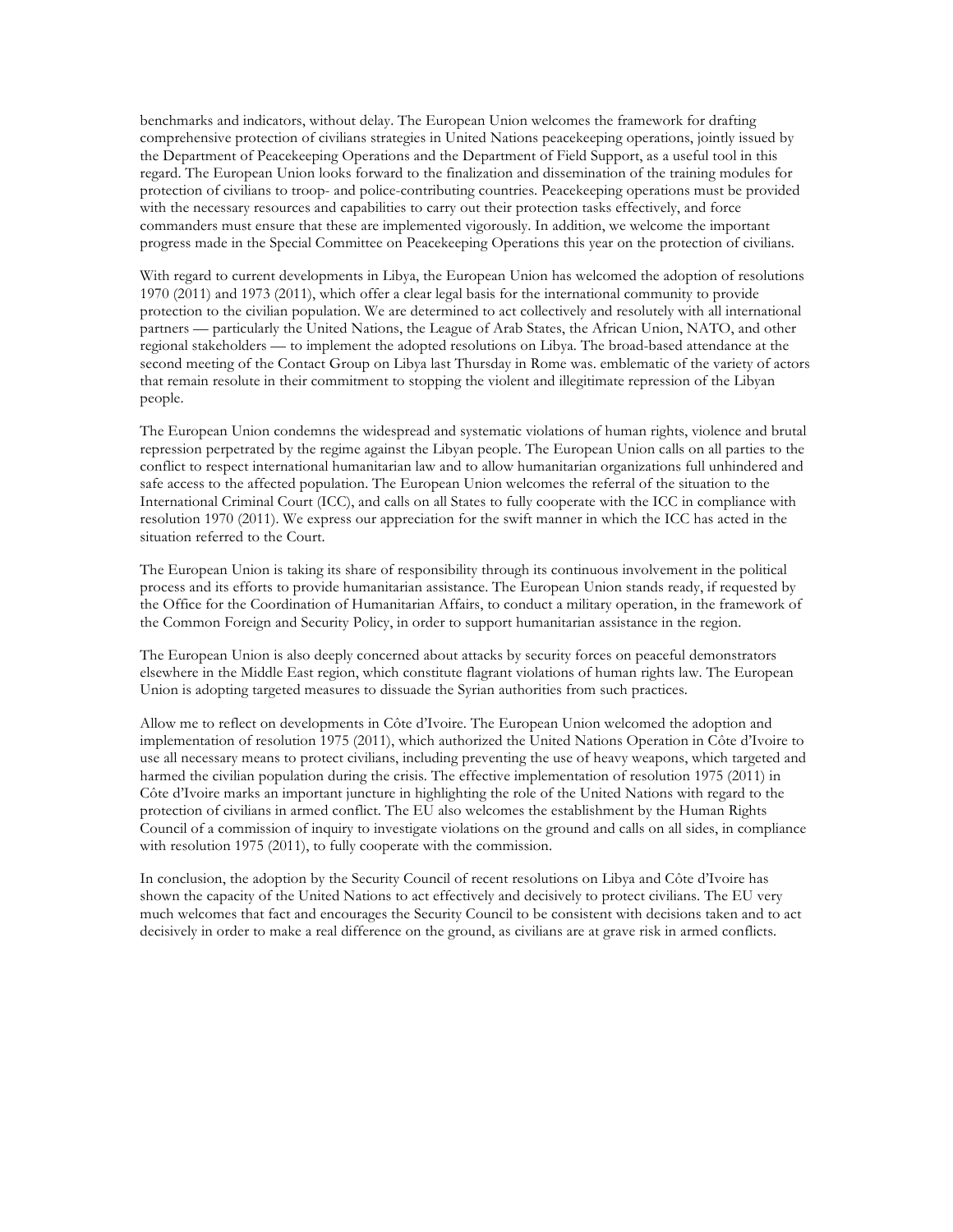benchmarks and indicators, without delay. The European Union welcomes the framework for drafting comprehensive protection of civilians strategies in United Nations peacekeeping operations, jointly issued by the Department of Peacekeeping Operations and the Department of Field Support, as a useful tool in this regard. The European Union looks forward to the finalization and dissemination of the training modules for protection of civilians to troop- and police-contributing countries. Peacekeeping operations must be provided with the necessary resources and capabilities to carry out their protection tasks effectively, and force commanders must ensure that these are implemented vigorously. In addition, we welcome the important progress made in the Special Committee on Peacekeeping Operations this year on the protection of civilians.

With regard to current developments in Libya, the European Union has welcomed the adoption of resolutions 1970 (2011) and 1973 (2011), which offer a clear legal basis for the international community to provide protection to the civilian population. We are determined to act collectively and resolutely with all international partners — particularly the United Nations, the League of Arab States, the African Union, NATO, and other regional stakeholders — to implement the adopted resolutions on Libya. The broad-based attendance at the second meeting of the Contact Group on Libya last Thursday in Rome was. emblematic of the variety of actors that remain resolute in their commitment to stopping the violent and illegitimate repression of the Libyan people.

The European Union condemns the widespread and systematic violations of human rights, violence and brutal repression perpetrated by the regime against the Libyan people. The European Union calls on all parties to the conflict to respect international humanitarian law and to allow humanitarian organizations full unhindered and safe access to the affected population. The European Union welcomes the referral of the situation to the International Criminal Court (ICC), and calls on all States to fully cooperate with the ICC in compliance with resolution 1970 (2011). We express our appreciation for the swift manner in which the ICC has acted in the situation referred to the Court.

The European Union is taking its share of responsibility through its continuous involvement in the political process and its efforts to provide humanitarian assistance. The European Union stands ready, if requested by the Office for the Coordination of Humanitarian Affairs, to conduct a military operation, in the framework of the Common Foreign and Security Policy, in order to support humanitarian assistance in the region.

The European Union is also deeply concerned about attacks by security forces on peaceful demonstrators elsewhere in the Middle East region, which constitute flagrant violations of human rights law. The European Union is adopting targeted measures to dissuade the Syrian authorities from such practices.

Allow me to reflect on developments in Côte d'Ivoire. The European Union welcomed the adoption and implementation of resolution 1975 (2011), which authorized the United Nations Operation in Côte d'Ivoire to use all necessary means to protect civilians, including preventing the use of heavy weapons, which targeted and harmed the civilian population during the crisis. The effective implementation of resolution 1975 (2011) in Côte d'Ivoire marks an important juncture in highlighting the role of the United Nations with regard to the protection of civilians in armed conflict. The EU also welcomes the establishment by the Human Rights Council of a commission of inquiry to investigate violations on the ground and calls on all sides, in compliance with resolution 1975 (2011), to fully cooperate with the commission.

In conclusion, the adoption by the Security Council of recent resolutions on Libya and Côte d'Ivoire has shown the capacity of the United Nations to act effectively and decisively to protect civilians. The EU very much welcomes that fact and encourages the Security Council to be consistent with decisions taken and to act decisively in order to make a real difference on the ground, as civilians are at grave risk in armed conflicts.